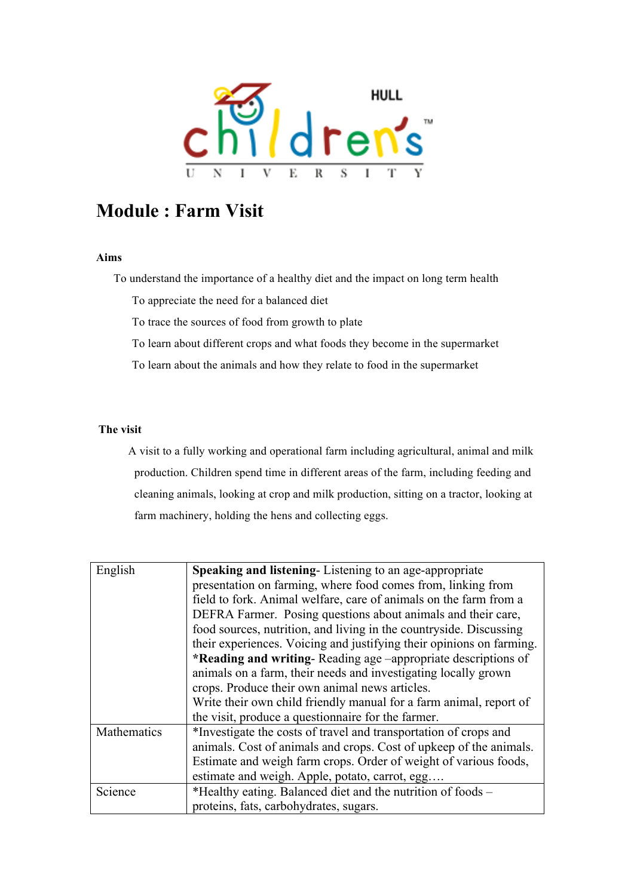HULL children's UNIVERSITY

# Module : Farm Visit

**Aims**

To understand the importance of a healthy diet and the impact on long term health

To appreciate the need for a balanced diet

To trace the sources of food from growth to plate

To learn about different crops and what foods they become in the supermarket

To learn about the animals and how they relate to food in the supermarket

**The visit**

A visit to a fully working and operational farm including agricultural, animal and milk production. Children spend time in different areas of the farm, including feeding and cleaning animals, looking at crop and milk production, sitting on a tractor, looking at farm machinery, holding the hens and collecting eggs.

| | |
|---|---|
| English | **Speaking and listening**- Listening to an age-appropriate presentation on farming, where food comes from, linking from field to fork. Animal welfare, care of animals on the farm from a DEFRA Farmer. Posing questions about animals and their care, food sources, nutrition, and living in the countryside. Discussing their experiences. Voicing and justifying their opinions on farming. ***Reading and writing**- Reading age –appropriate descriptions of animals on a farm, their needs and investigating locally grown crops. Produce their own animal news articles. Write their own child friendly manual for a farm animal, report of the visit, produce a questionnaire for the farmer. |
| Mathematics | *Investigate the costs of travel and transportation of crops and animals. Cost of animals and crops. Cost of upkeep of the animals. Estimate and weigh farm crops. Order of weight of various foods, estimate and weigh. Apple, potato, carrot, egg…. |
| Science | *Healthy eating. Balanced diet and the nutrition of foods – proteins, fats, carbohydrates, sugars. |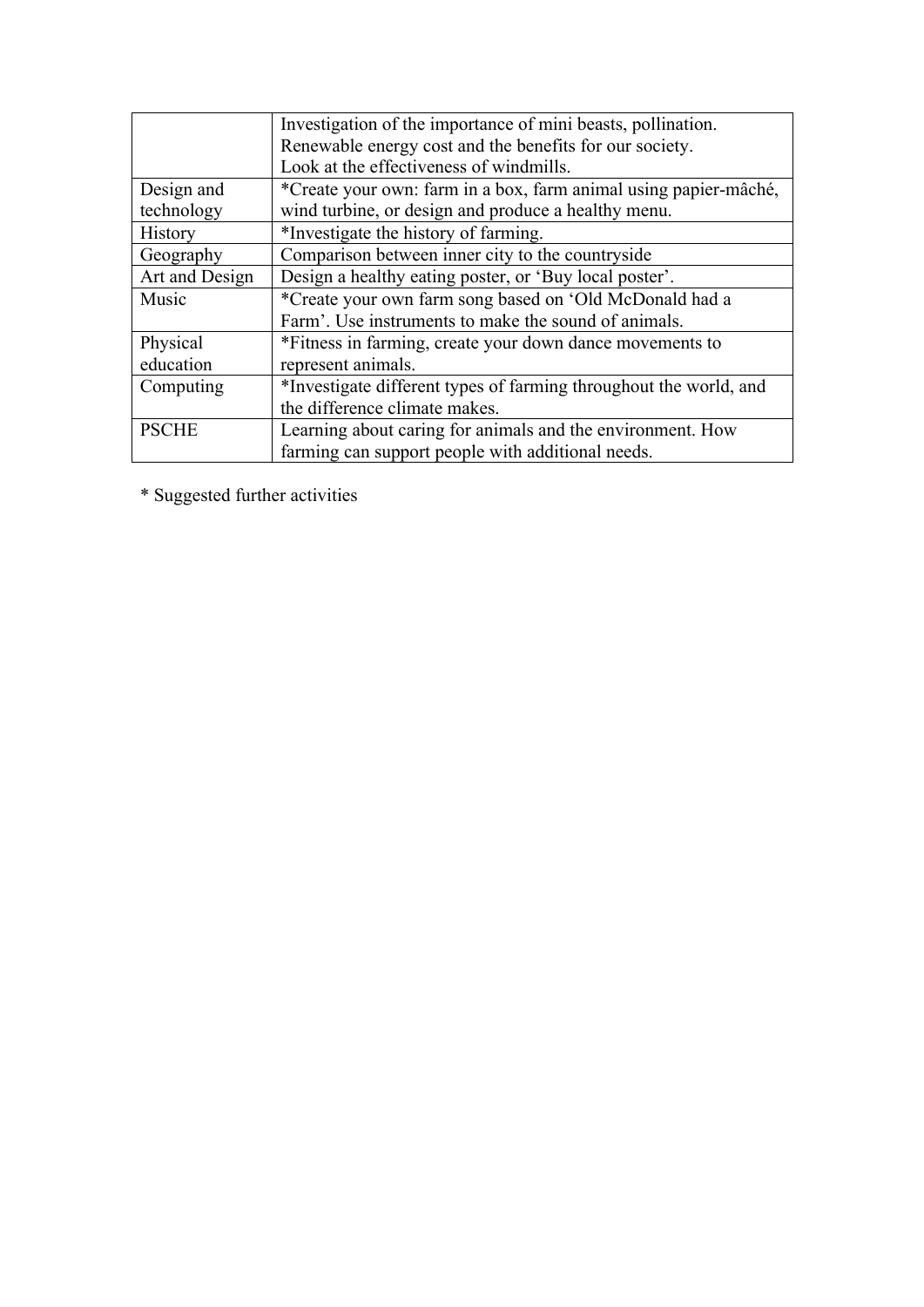| | |
|---|---|
| | Investigation of the importance of mini beasts, pollination. Renewable energy cost and the benefits for our society. Look at the effectiveness of windmills. |
| Design and technology | *Create your own: farm in a box, farm animal using papier-mâché, wind turbine, or design and produce a healthy menu. |
| History | *Investigate the history of farming. |
| Geography | Comparison between inner city to the countryside |
| Art and Design | Design a healthy eating poster, or 'Buy local poster'. |
| Music | *Create your own farm song based on 'Old McDonald had a Farm'. Use instruments to make the sound of animals. |
| Physical education | *Fitness in farming, create your down dance movements to represent animals. |
| Computing | *Investigate different types of farming throughout the world, and the difference climate makes. |
| PSCHE | Learning about caring for animals and the environment. How farming can support people with additional needs. |

* Suggested further activities